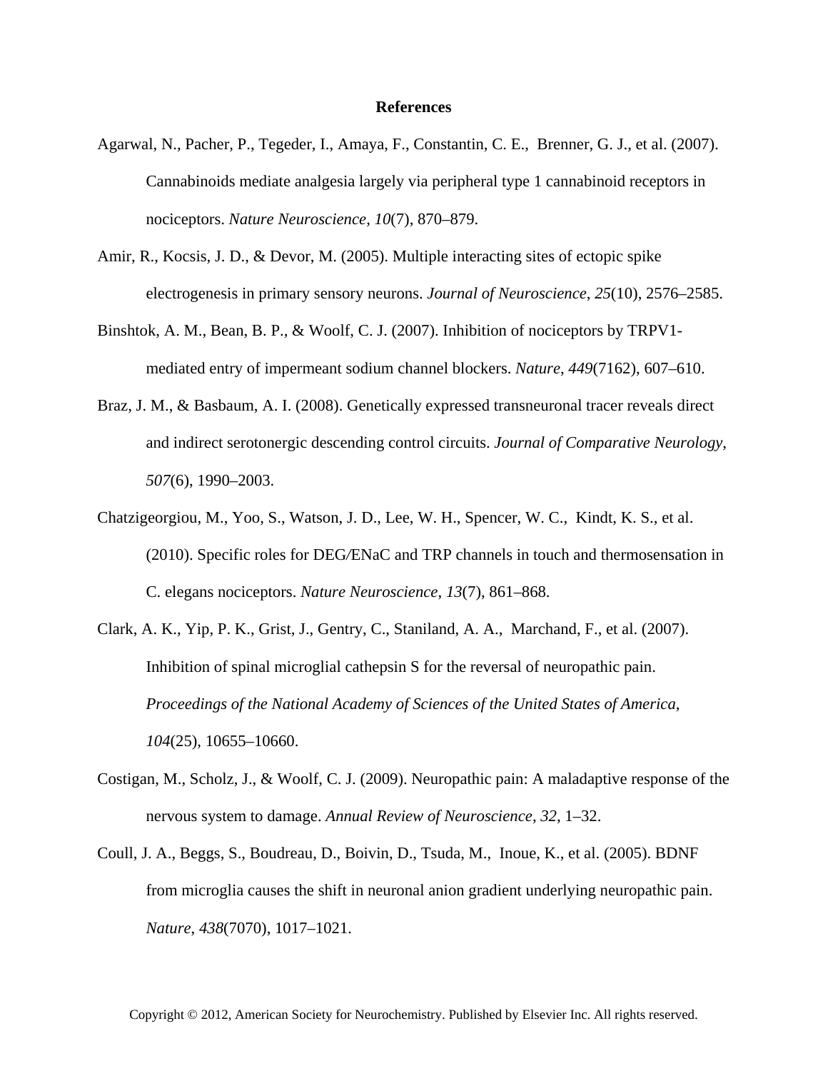# References

Agarwal, N., Pacher, P., Tegeder, I., Amaya, F., Constantin, C. E., Brenner, G. J., et al. (2007). Cannabinoids mediate analgesia largely via peripheral type 1 cannabinoid receptors in nociceptors. *Nature Neuroscience, 10*(7), 870–879.

Amir, R., Kocsis, J. D., & Devor, M. (2005). Multiple interacting sites of ectopic spike electrogenesis in primary sensory neurons. *Journal of Neuroscience*, *25*(10), 2576–2585.

Binshtok, A. M., Bean, B. P., & Woolf, C. J. (2007). Inhibition of nociceptors by TRPV1-mediated entry of impermeant sodium channel blockers. *Nature*, *449*(7162), 607–610.

Braz, J. M., & Basbaum, A. I. (2008). Genetically expressed transneuronal tracer reveals direct and indirect serotonergic descending control circuits. *Journal of Comparative Neurology*, *507*(6), 1990–2003.

Chatzigeorgiou, M., Yoo, S., Watson, J. D., Lee, W. H., Spencer, W. C., Kindt, K. S., et al. (2010). Specific roles for DEG/ENaC and TRP channels in touch and thermosensation in C. elegans nociceptors. *Nature Neuroscience*, *13*(7), 861–868.

Clark, A. K., Yip, P. K., Grist, J., Gentry, C., Staniland, A. A., Marchand, F., et al. (2007). Inhibition of spinal microglial cathepsin S for the reversal of neuropathic pain. *Proceedings of the National Academy of Sciences of the United States of America*, *104*(25), 10655–10660.

Costigan, M., Scholz, J., & Woolf, C. J. (2009). Neuropathic pain: A maladaptive response of the nervous system to damage. *Annual Review of Neuroscience*, *32*, 1–32.

Coull, J. A., Beggs, S., Boudreau, D., Boivin, D., Tsuda, M., Inoue, K., et al. (2005). BDNF from microglia causes the shift in neuronal anion gradient underlying neuropathic pain. *Nature*, *438*(7070), 1017–1021.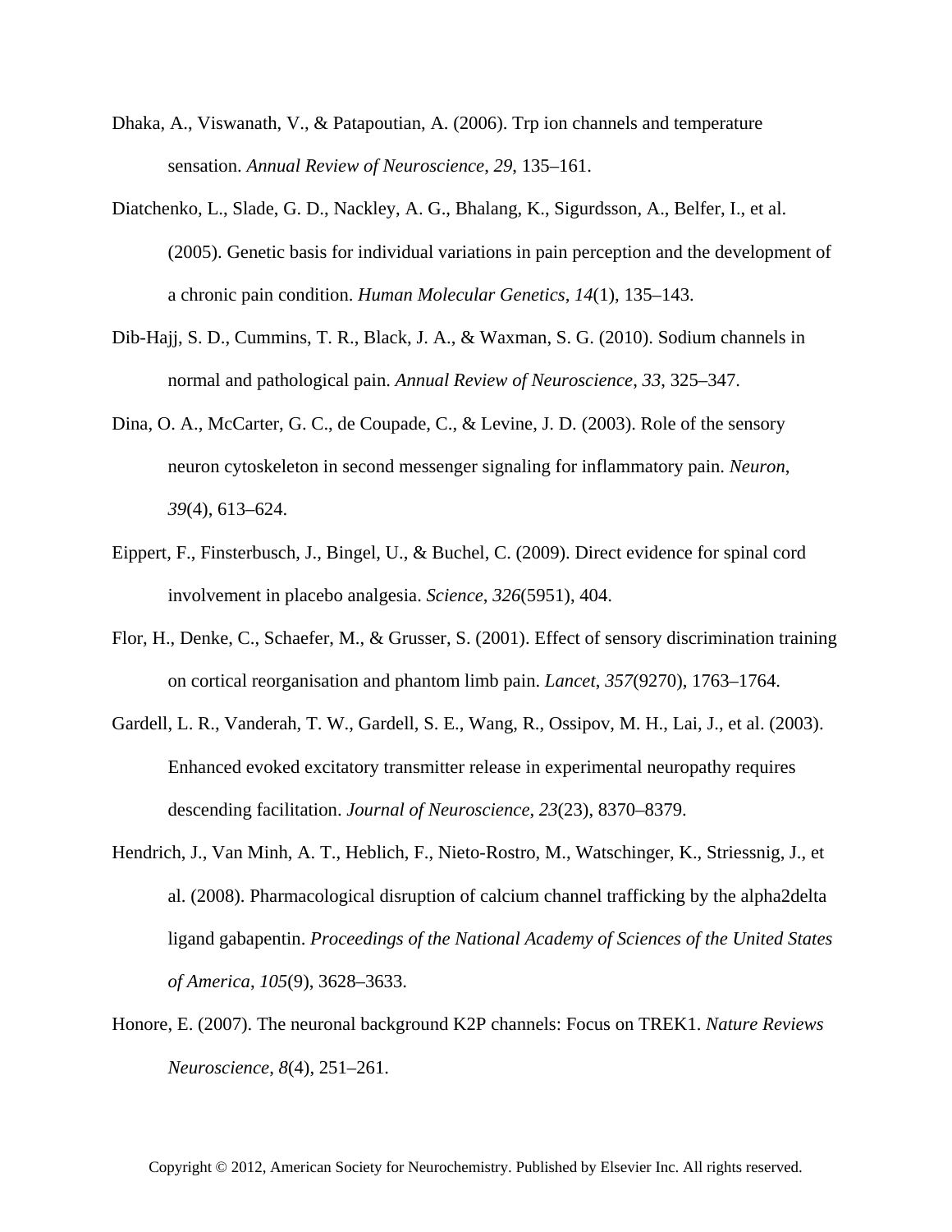Dhaka, A., Viswanath, V., & Patapoutian, A. (2006). Trp ion channels and temperature sensation. *Annual Review of Neuroscience*, *29*, 135–161.

Diatchenko, L., Slade, G. D., Nackley, A. G., Bhalang, K., Sigurdsson, A., Belfer, I., et al. (2005). Genetic basis for individual variations in pain perception and the development of a chronic pain condition. *Human Molecular Genetics*, *14*(1), 135–143.

Dib-Hajj, S. D., Cummins, T. R., Black, J. A., & Waxman, S. G. (2010). Sodium channels in normal and pathological pain. *Annual Review of Neuroscience*, *33*, 325–347.

Dina, O. A., McCarter, G. C., de Coupade, C., & Levine, J. D. (2003). Role of the sensory neuron cytoskeleton in second messenger signaling for inflammatory pain. *Neuron*, *39*(4), 613–624.

Eippert, F., Finsterbusch, J., Bingel, U., & Buchel, C. (2009). Direct evidence for spinal cord involvement in placebo analgesia. *Science*, *326*(5951), 404.

Flor, H., Denke, C., Schaefer, M., & Grusser, S. (2001). Effect of sensory discrimination training on cortical reorganisation and phantom limb pain. *Lancet*, *357*(9270), 1763–1764.

Gardell, L. R., Vanderah, T. W., Gardell, S. E., Wang, R., Ossipov, M. H., Lai, J., et al. (2003). Enhanced evoked excitatory transmitter release in experimental neuropathy requires descending facilitation. *Journal of Neuroscience*, *23*(23), 8370–8379.

Hendrich, J., Van Minh, A. T., Heblich, F., Nieto-Rostro, M., Watschinger, K., Striessnig, J., et al. (2008). Pharmacological disruption of calcium channel trafficking by the alpha2delta ligand gabapentin. *Proceedings of the National Academy of Sciences of the United States of America*, *105*(9), 3628–3633.

Honore, E. (2007). The neuronal background K2P channels: Focus on TREK1. *Nature Reviews Neuroscience*, *8*(4), 251–261.

Copyright © 2012, American Society for Neurochemistry. Published by Elsevier Inc. All rights reserved.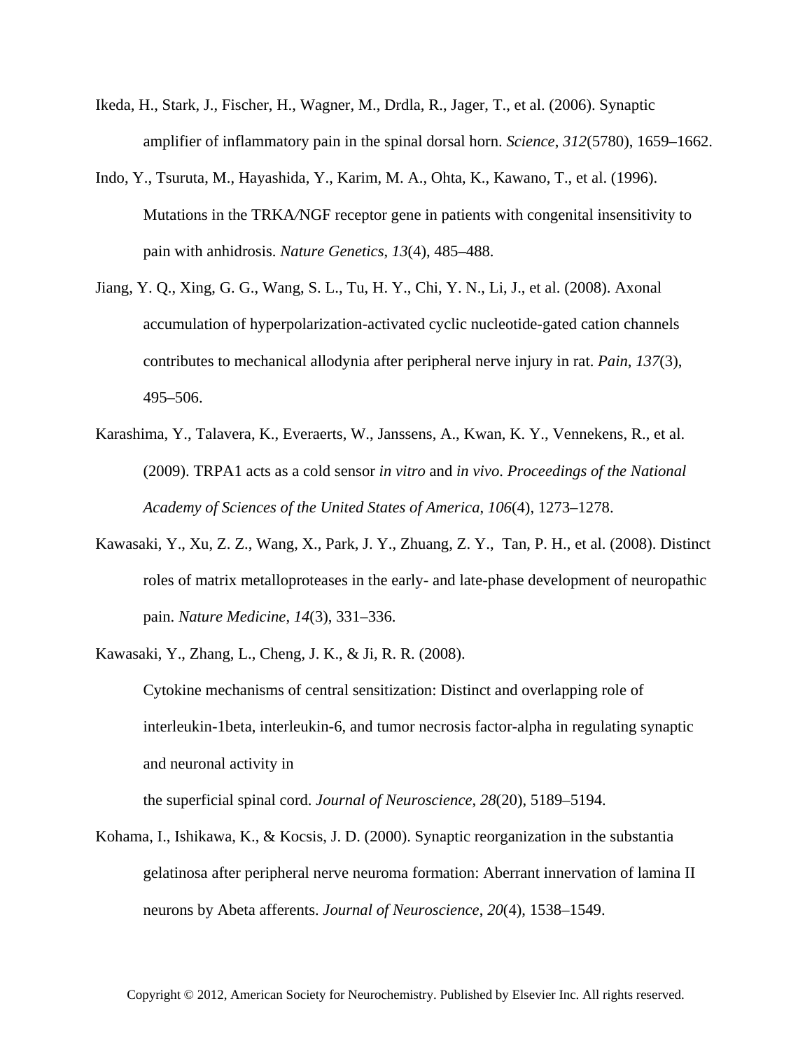Ikeda, H., Stark, J., Fischer, H., Wagner, M., Drdla, R., Jager, T., et al. (2006). Synaptic amplifier of inflammatory pain in the spinal dorsal horn. *Science*, *312*(5780), 1659–1662.

Indo, Y., Tsuruta, M., Hayashida, Y., Karim, M. A., Ohta, K., Kawano, T., et al. (1996). Mutations in the TRKA/NGF receptor gene in patients with congenital insensitivity to pain with anhidrosis. *Nature Genetics*, *13*(4), 485–488.

Jiang, Y. Q., Xing, G. G., Wang, S. L., Tu, H. Y., Chi, Y. N., Li, J., et al. (2008). Axonal accumulation of hyperpolarization-activated cyclic nucleotide-gated cation channels contributes to mechanical allodynia after peripheral nerve injury in rat. *Pain*, *137*(3), 495–506.

Karashima, Y., Talavera, K., Everaerts, W., Janssens, A., Kwan, K. Y., Vennekens, R., et al. (2009). TRPA1 acts as a cold sensor *in vitro* and *in vivo*. *Proceedings of the National Academy of Sciences of the United States of America*, *106*(4), 1273–1278.

Kawasaki, Y., Xu, Z. Z., Wang, X., Park, J. Y., Zhuang, Z. Y., Tan, P. H., et al. (2008). Distinct roles of matrix metalloproteases in the early- and late-phase development of neuropathic pain. *Nature Medicine*, *14*(3), 331–336.

Kawasaki, Y., Zhang, L., Cheng, J. K., & Ji, R. R. (2008). Cytokine mechanisms of central sensitization: Distinct and overlapping role of interleukin-1beta, interleukin-6, and tumor necrosis factor-alpha in regulating synaptic and neuronal activity in the superficial spinal cord. *Journal of Neuroscience*, *28*(20), 5189–5194.

Kohama, I., Ishikawa, K., & Kocsis, J. D. (2000). Synaptic reorganization in the substantia gelatinosa after peripheral nerve neuroma formation: Aberrant innervation of lamina II neurons by Abeta afferents. *Journal of Neuroscience*, *20*(4), 1538–1549.

Copyright © 2012, American Society for Neurochemistry. Published by Elsevier Inc. All rights reserved.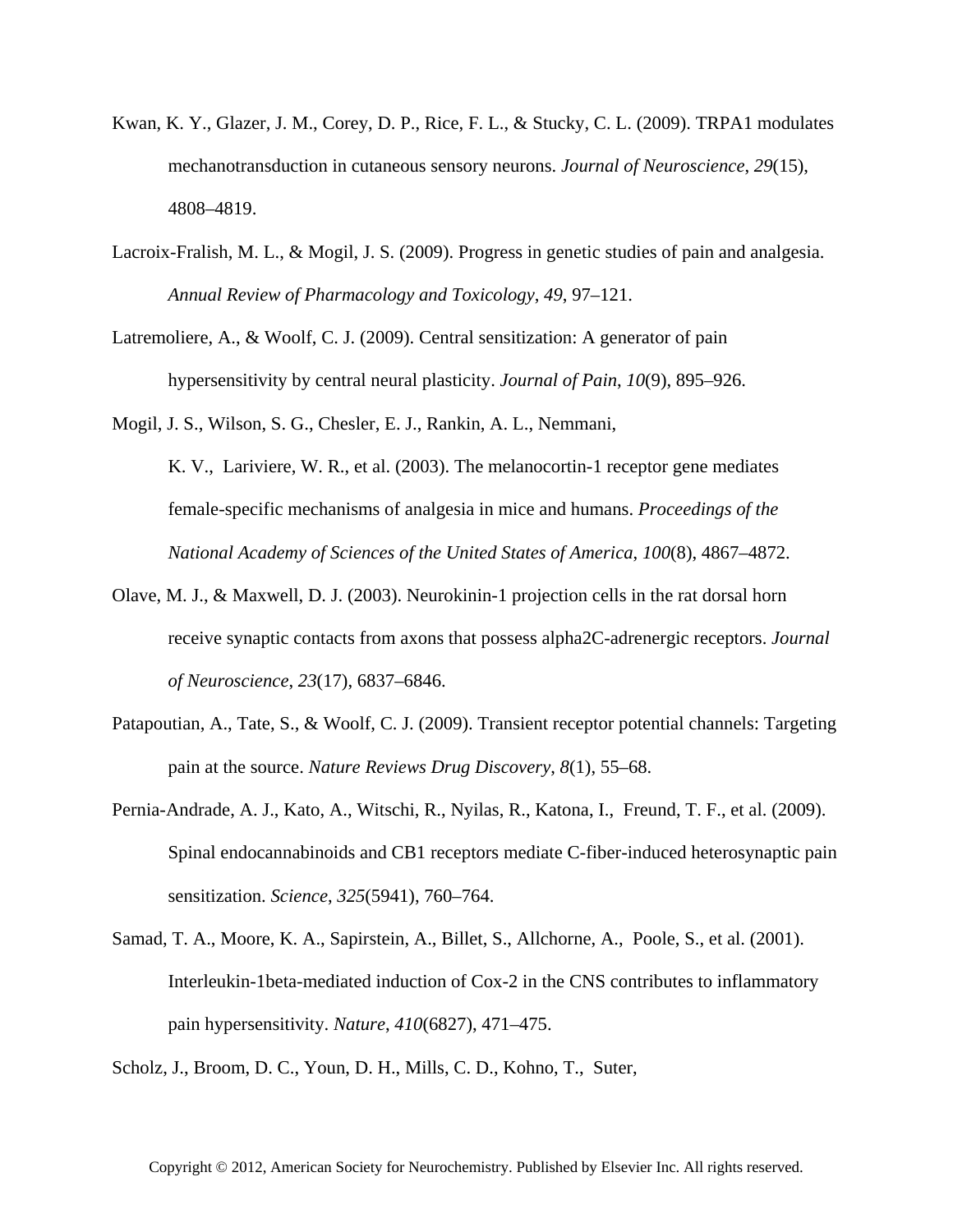Kwan, K. Y., Glazer, J. M., Corey, D. P., Rice, F. L., & Stucky, C. L. (2009). TRPA1 modulates mechanotransduction in cutaneous sensory neurons. *Journal of Neuroscience*, *29*(15), 4808–4819.

Lacroix-Fralish, M. L., & Mogil, J. S. (2009). Progress in genetic studies of pain and analgesia. *Annual Review of Pharmacology and Toxicology*, *49*, 97–121.

Latremoliere, A., & Woolf, C. J. (2009). Central sensitization: A generator of pain hypersensitivity by central neural plasticity. *Journal of Pain*, *10*(9), 895–926.

Mogil, J. S., Wilson, S. G., Chesler, E. J., Rankin, A. L., Nemmani, K. V., Lariviere, W. R., et al. (2003). The melanocortin-1 receptor gene mediates female-specific mechanisms of analgesia in mice and humans. *Proceedings of the National Academy of Sciences of the United States of America*, *100*(8), 4867–4872.

Olave, M. J., & Maxwell, D. J. (2003). Neurokinin-1 projection cells in the rat dorsal horn receive synaptic contacts from axons that possess alpha2C-adrenergic receptors. *Journal of Neuroscience*, *23*(17), 6837–6846.

Patapoutian, A., Tate, S., & Woolf, C. J. (2009). Transient receptor potential channels: Targeting pain at the source. *Nature Reviews Drug Discovery*, *8*(1), 55–68.

Pernia-Andrade, A. J., Kato, A., Witschi, R., Nyilas, R., Katona, I., Freund, T. F., et al. (2009). Spinal endocannabinoids and CB1 receptors mediate C-fiber-induced heterosynaptic pain sensitization. *Science*, *325*(5941), 760–764.

Samad, T. A., Moore, K. A., Sapirstein, A., Billet, S., Allchorne, A., Poole, S., et al. (2001). Interleukin-1beta-mediated induction of Cox-2 in the CNS contributes to inflammatory pain hypersensitivity. *Nature*, *410*(6827), 471–475.

Scholz, J., Broom, D. C., Youn, D. H., Mills, C. D., Kohno, T., Suter,

Copyright © 2012, American Society for Neurochemistry. Published by Elsevier Inc. All rights reserved.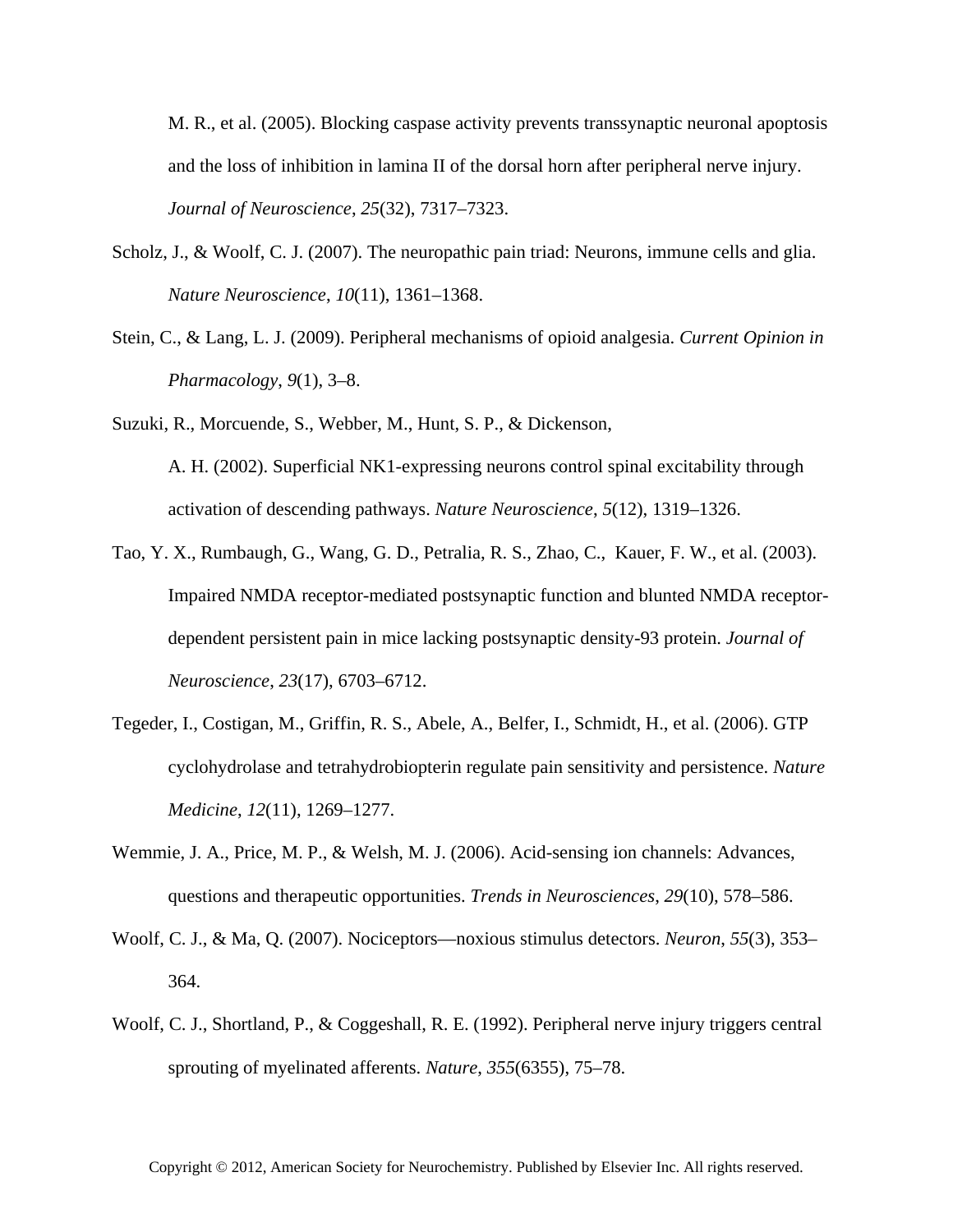M. R., et al. (2005). Blocking caspase activity prevents transsynaptic neuronal apoptosis and the loss of inhibition in lamina II of the dorsal horn after peripheral nerve injury. *Journal of Neuroscience*, *25*(32), 7317–7323.

Scholz, J., & Woolf, C. J. (2007). The neuropathic pain triad: Neurons, immune cells and glia. *Nature Neuroscience*, *10*(11), 1361–1368.

Stein, C., & Lang, L. J. (2009). Peripheral mechanisms of opioid analgesia. *Current Opinion in Pharmacology*, *9*(1), 3–8.

Suzuki, R., Morcuende, S., Webber, M., Hunt, S. P., & Dickenson, A. H. (2002). Superficial NK1-expressing neurons control spinal excitability through activation of descending pathways. *Nature Neuroscience*, *5*(12), 1319–1326.

Tao, Y. X., Rumbaugh, G., Wang, G. D., Petralia, R. S., Zhao, C., Kauer, F. W., et al. (2003). Impaired NMDA receptor-mediated postsynaptic function and blunted NMDA receptor-dependent persistent pain in mice lacking postsynaptic density-93 protein. *Journal of Neuroscience*, *23*(17), 6703–6712.

Tegeder, I., Costigan, M., Griffin, R. S., Abele, A., Belfer, I., Schmidt, H., et al. (2006). GTP cyclohydrolase and tetrahydrobiopterin regulate pain sensitivity and persistence. *Nature Medicine*, *12*(11), 1269–1277.

Wemmie, J. A., Price, M. P., & Welsh, M. J. (2006). Acid-sensing ion channels: Advances, questions and therapeutic opportunities. *Trends in Neurosciences*, *29*(10), 578–586.

Woolf, C. J., & Ma, Q. (2007). Nociceptors—noxious stimulus detectors. *Neuron*, *55*(3), 353–364.

Woolf, C. J., Shortland, P., & Coggeshall, R. E. (1992). Peripheral nerve injury triggers central sprouting of myelinated afferents. *Nature*, *355*(6355), 75–78.

Copyright © 2012, American Society for Neurochemistry. Published by Elsevier Inc. All rights reserved.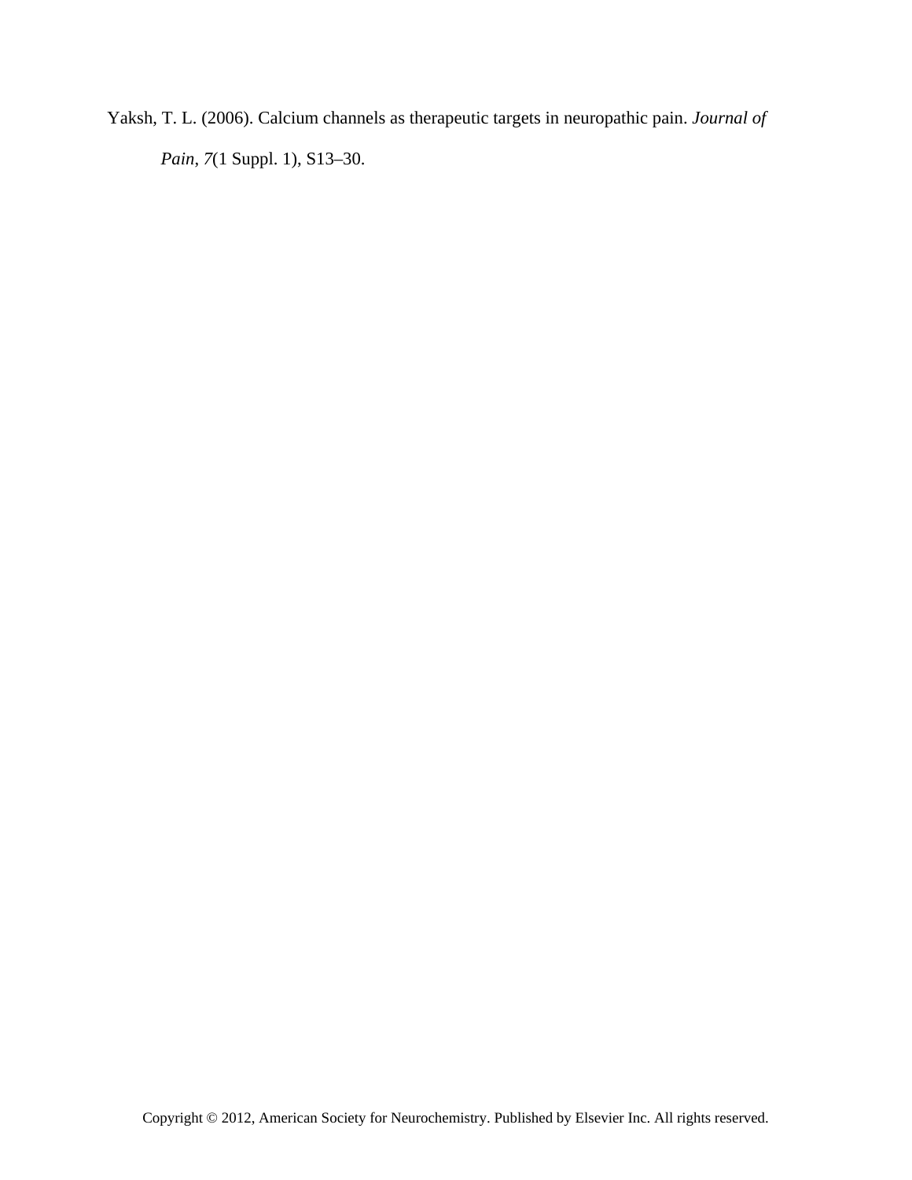Yaksh, T. L. (2006). Calcium channels as therapeutic targets in neuropathic pain. *Journal of Pain*, *7*(1 Suppl. 1), S13–30.

Copyright © 2012, American Society for Neurochemistry. Published by Elsevier Inc. All rights reserved.